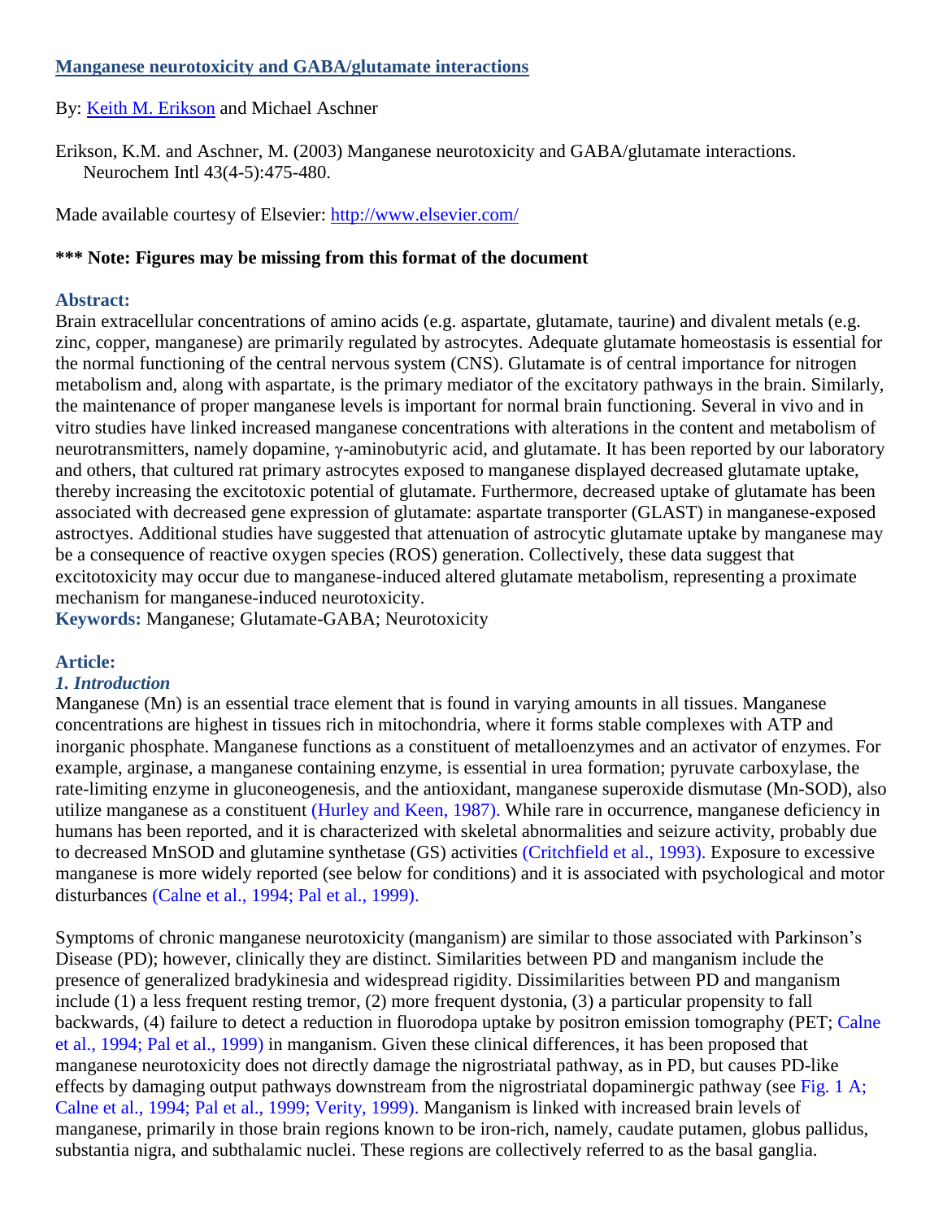# [Manganese neurotoxicity and GABA/glutamate interactions](#)

By: [Keith M. Erikson](#) and Michael Aschner

Erikson, K.M. and Aschner, M. (2003) Manganese neurotoxicity and GABA/glutamate interactions. Neurochem Intl 43(4-5):475-480.

Made available courtesy of Elsevier: [http://www.elsevier.com/](http://www.elsevier.com/)

**\*\*\* Note: Figures may be missing from this format of the document**

## Abstract:

Brain extracellular concentrations of amino acids (e.g. aspartate, glutamate, taurine) and divalent metals (e.g. zinc, copper, manganese) are primarily regulated by astrocytes. Adequate glutamate homeostasis is essential for the normal functioning of the central nervous system (CNS). Glutamate is of central importance for nitrogen metabolism and, along with aspartate, is the primary mediator of the excitatory pathways in the brain. Similarly, the maintenance of proper manganese levels is important for normal brain functioning. Several in vivo and in vitro studies have linked increased manganese concentrations with alterations in the content and metabolism of neurotransmitters, namely dopamine, γ-aminobutyric acid, and glutamate. It has been reported by our laboratory and others, that cultured rat primary astrocytes exposed to manganese displayed decreased glutamate uptake, thereby increasing the excitotoxic potential of glutamate. Furthermore, decreased uptake of glutamate has been associated with decreased gene expression of glutamate: aspartate transporter (GLAST) in manganese-exposed astroctyes. Additional studies have suggested that attenuation of astrocytic glutamate uptake by manganese may be a consequence of reactive oxygen species (ROS) generation. Collectively, these data suggest that excitotoxicity may occur due to manganese-induced altered glutamate metabolism, representing a proximate mechanism for manganese-induced neurotoxicity.

**Keywords:** Manganese; Glutamate-GABA; Neurotoxicity

## Article:

### *1. Introduction*

Manganese (Mn) is an essential trace element that is found in varying amounts in all tissues. Manganese concentrations are highest in tissues rich in mitochondria, where it forms stable complexes with ATP and inorganic phosphate. Manganese functions as a constituent of metalloenzymes and an activator of enzymes. For example, arginase, a manganese containing enzyme, is essential in urea formation; pyruvate carboxylase, the rate-limiting enzyme in gluconeogenesis, and the antioxidant, manganese superoxide dismutase (Mn-SOD), also utilize manganese as a constituent (Hurley and Keen, 1987). While rare in occurrence, manganese deficiency in humans has been reported, and it is characterized with skeletal abnormalities and seizure activity, probably due to decreased MnSOD and glutamine synthetase (GS) activities (Critchfield et al., 1993). Exposure to excessive manganese is more widely reported (see below for conditions) and it is associated with psychological and motor disturbances (Calne et al., 1994; Pal et al., 1999).

Symptoms of chronic manganese neurotoxicity (manganism) are similar to those associated with Parkinson's Disease (PD); however, clinically they are distinct. Similarities between PD and manganism include the presence of generalized bradykinesia and widespread rigidity. Dissimilarities between PD and manganism include (1) a less frequent resting tremor, (2) more frequent dystonia, (3) a particular propensity to fall backwards, (4) failure to detect a reduction in fluorodopa uptake by positron emission tomography (PET; Calne et al., 1994; Pal et al., 1999) in manganism. Given these clinical differences, it has been proposed that manganese neurotoxicity does not directly damage the nigrostriatal pathway, as in PD, but causes PD-like effects by damaging output pathways downstream from the nigrostriatal dopaminergic pathway (see Fig. 1 A; Calne et al., 1994; Pal et al., 1999; Verity, 1999). Manganism is linked with increased brain levels of manganese, primarily in those brain regions known to be iron-rich, namely, caudate putamen, globus pallidus, substantia nigra, and subthalamic nuclei. These regions are collectively referred to as the basal ganglia.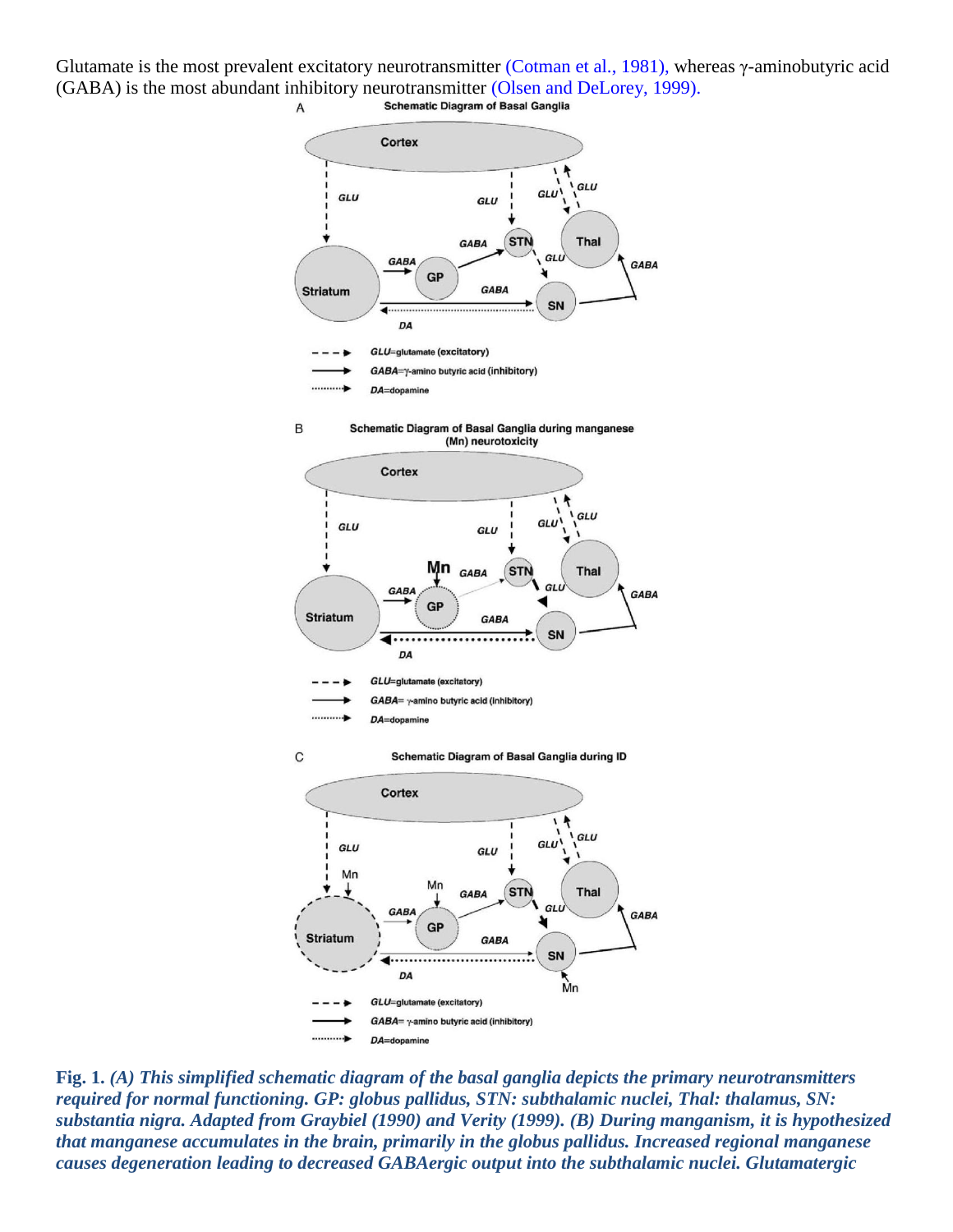Glutamate is the most prevalent excitatory neurotransmitter (Cotman et al., 1981), whereas γ-aminobutyric acid (GABA) is the most abundant inhibitory neurotransmitter (Olsen and DeLorey, 1999).

A

Schematic Diagram of Basal Ganglia

Cortex
GLU
GLU
GLU
GLU
STN
Thal
GABA
GABA
GLU
GABA
GP
Striatum
GABA
SN
DA

GLU=glutamate (excitatory)
GABA=γ-amino butyric acid (inhibitory)
DA=dopamine

B

Schematic Diagram of Basal Ganglia during manganese (Mn) neurotoxicity

Cortex
GLU
GLU
GLU
GLU
Mn
GABA
STN
Thal
GABA
GLU
GABA
GP
Striatum
GABA
SN
DA

GLU=glutamate (excitatory)
GABA= γ-amino butyric acid (inhibitory)
DA=dopamine

C

Schematic Diagram of Basal Ganglia during ID

Cortex
GLU
GLU
GLU
GLU
Mn
Mn
GABA
STN
Thal
GABA
GLU
GABA
GP
Striatum
GABA
SN
DA
Mn

GLU=glutamate (excitatory)
GABA= γ-amino butyric acid (inhibitory)
DA=dopamine

**Fig. 1.** ***(A) This simplified schematic diagram of the basal ganglia depicts the primary neurotransmitters required for normal functioning. GP: globus pallidus, STN: subthalamic nuclei, Thal: thalamus, SN: substantia nigra. Adapted from Graybiel (1990) and Verity (1999). (B) During manganism, it is hypothesized that manganese accumulates in the brain, primarily in the globus pallidus. Increased regional manganese causes degeneration leading to decreased GABAergic output into the subthalamic nuclei. Glutamatergic***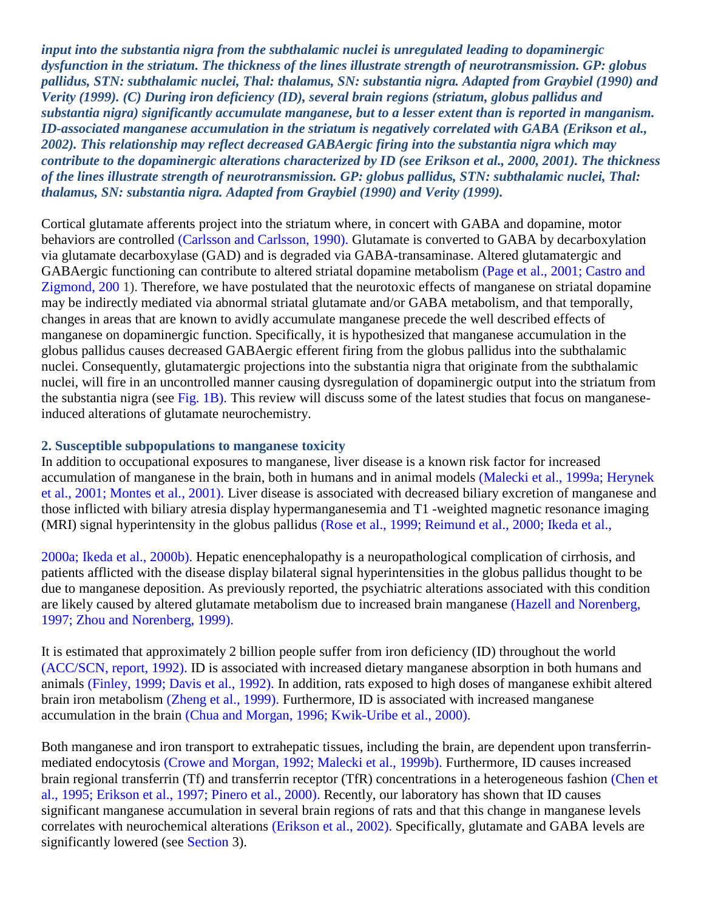***input into the substantia nigra from the subthalamic nuclei is unregulated leading to dopaminergic dysfunction in the striatum. The thickness of the lines illustrate strength of neurotransmission. GP: globus pallidus, STN: subthalamic nuclei, Thal: thalamus, SN: substantia nigra. Adapted from Graybiel (1990) and Verity (1999). (C) During iron deficiency (ID), several brain regions (striatum, globus pallidus and substantia nigra) significantly accumulate manganese, but to a lesser extent than is reported in manganism. ID-associated manganese accumulation in the striatum is negatively correlated with GABA (Erikson et al., 2002). This relationship may reflect decreased GABAergic firing into the substantia nigra which may contribute to the dopaminergic alterations characterized by ID (see Erikson et al., 2000, 2001). The thickness of the lines illustrate strength of neurotransmission. GP: globus pallidus, STN: subthalamic nuclei, Thal: thalamus, SN: substantia nigra. Adapted from Graybiel (1990) and Verity (1999).***

Cortical glutamate afferents project into the striatum where, in concert with GABA and dopamine, motor behaviors are controlled (Carlsson and Carlsson, 1990). Glutamate is converted to GABA by decarboxylation via glutamate decarboxylase (GAD) and is degraded via GABA-transaminase. Altered glutamatergic and GABAergic functioning can contribute to altered striatal dopamine metabolism (Page et al., 2001; Castro and Zigmond, 200 1). Therefore, we have postulated that the neurotoxic effects of manganese on striatal dopamine may be indirectly mediated via abnormal striatal glutamate and/or GABA metabolism, and that temporally, changes in areas that are known to avidly accumulate manganese precede the well described effects of manganese on dopaminergic function. Specifically, it is hypothesized that manganese accumulation in the globus pallidus causes decreased GABAergic efferent firing from the globus pallidus into the subthalamic nuclei. Consequently, glutamatergic projections into the substantia nigra that originate from the subthalamic nuclei, will fire in an uncontrolled manner causing dysregulation of dopaminergic output into the striatum from the substantia nigra (see Fig. 1B). This review will discuss some of the latest studies that focus on manganese-induced alterations of glutamate neurochemistry.

## 2. Susceptible subpopulations to manganese toxicity

In addition to occupational exposures to manganese, liver disease is a known risk factor for increased accumulation of manganese in the brain, both in humans and in animal models (Malecki et al., 1999a; Herynek et al., 2001; Montes et al., 2001). Liver disease is associated with decreased biliary excretion of manganese and those inflicted with biliary atresia display hypermanganesemia and T1 -weighted magnetic resonance imaging (MRI) signal hyperintensity in the globus pallidus (Rose et al., 1999; Reimund et al., 2000; Ikeda et al., 2000a; Ikeda et al., 2000b). Hepatic enencephalopathy is a neuropathological complication of cirrhosis, and patients afflicted with the disease display bilateral signal hyperintensities in the globus pallidus thought to be due to manganese deposition. As previously reported, the psychiatric alterations associated with this condition are likely caused by altered glutamate metabolism due to increased brain manganese (Hazell and Norenberg, 1997; Zhou and Norenberg, 1999).

It is estimated that approximately 2 billion people suffer from iron deficiency (ID) throughout the world (ACC/SCN, report, 1992). ID is associated with increased dietary manganese absorption in both humans and animals (Finley, 1999; Davis et al., 1992). In addition, rats exposed to high doses of manganese exhibit altered brain iron metabolism (Zheng et al., 1999). Furthermore, ID is associated with increased manganese accumulation in the brain (Chua and Morgan, 1996; Kwik-Uribe et al., 2000).

Both manganese and iron transport to extrahepatic tissues, including the brain, are dependent upon transferrin-mediated endocytosis (Crowe and Morgan, 1992; Malecki et al., 1999b). Furthermore, ID causes increased brain regional transferrin (Tf) and transferrin receptor (TfR) concentrations in a heterogeneous fashion (Chen et al., 1995; Erikson et al., 1997; Pinero et al., 2000). Recently, our laboratory has shown that ID causes significant manganese accumulation in several brain regions of rats and that this change in manganese levels correlates with neurochemical alterations (Erikson et al., 2002). Specifically, glutamate and GABA levels are significantly lowered (see Section 3).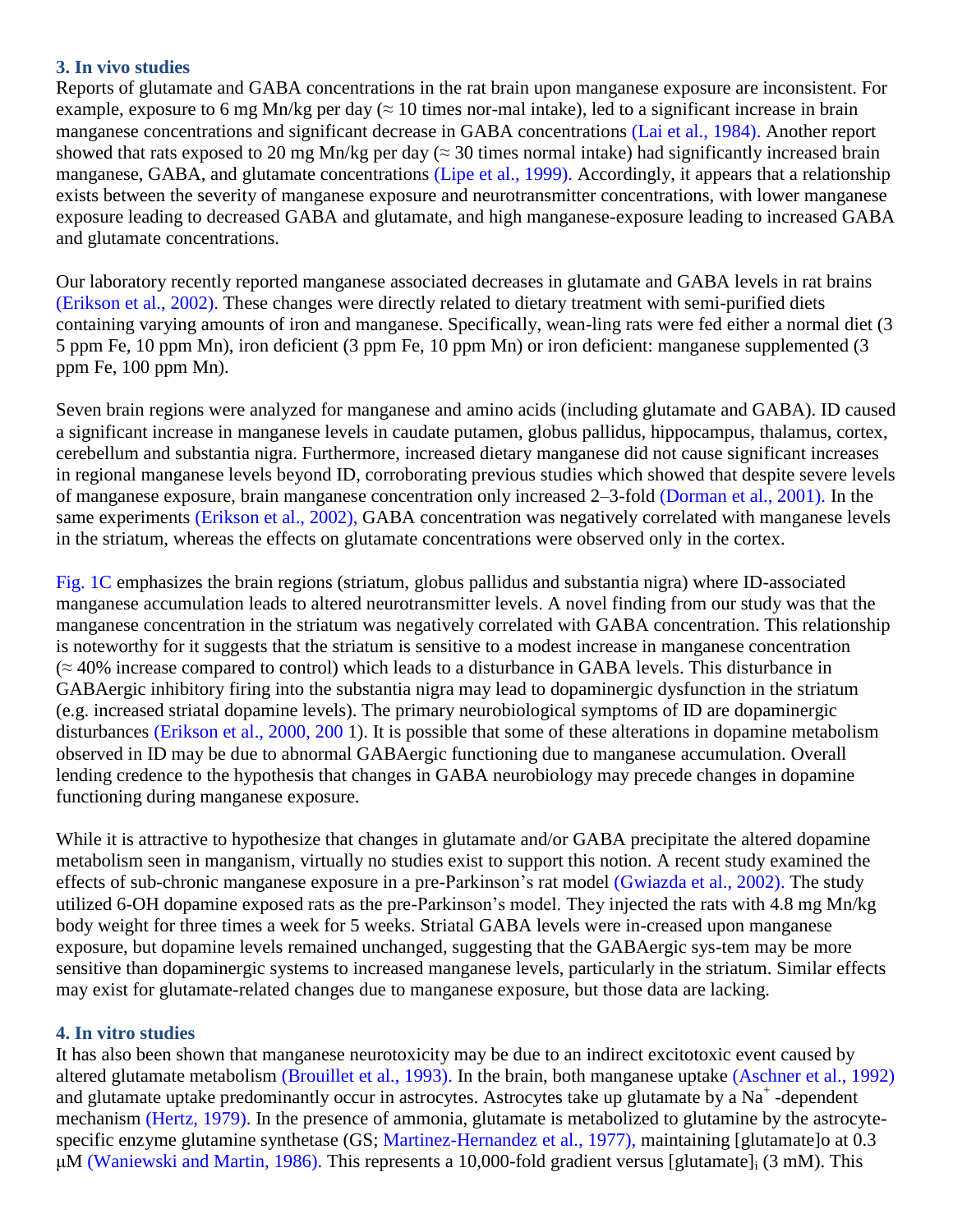## 3. In vivo studies

Reports of glutamate and GABA concentrations in the rat brain upon manganese exposure are inconsistent. For example, exposure to 6 mg Mn/kg per day (≈ 10 times nor-mal intake), led to a significant increase in brain manganese concentrations and significant decrease in GABA concentrations (Lai et al., 1984). Another report showed that rats exposed to 20 mg Mn/kg per day (≈ 30 times normal intake) had significantly increased brain manganese, GABA, and glutamate concentrations (Lipe et al., 1999). Accordingly, it appears that a relationship exists between the severity of manganese exposure and neurotransmitter concentrations, with lower manganese exposure leading to decreased GABA and glutamate, and high manganese-exposure leading to increased GABA and glutamate concentrations.

Our laboratory recently reported manganese associated decreases in glutamate and GABA levels in rat brains (Erikson et al., 2002). These changes were directly related to dietary treatment with semi-purified diets containing varying amounts of iron and manganese. Specifically, wean-ling rats were fed either a normal diet (3 5 ppm Fe, 10 ppm Mn), iron deficient (3 ppm Fe, 10 ppm Mn) or iron deficient: manganese supplemented (3 ppm Fe, 100 ppm Mn).

Seven brain regions were analyzed for manganese and amino acids (including glutamate and GABA). ID caused a significant increase in manganese levels in caudate putamen, globus pallidus, hippocampus, thalamus, cortex, cerebellum and substantia nigra. Furthermore, increased dietary manganese did not cause significant increases in regional manganese levels beyond ID, corroborating previous studies which showed that despite severe levels of manganese exposure, brain manganese concentration only increased 2–3-fold (Dorman et al., 2001). In the same experiments (Erikson et al., 2002), GABA concentration was negatively correlated with manganese levels in the striatum, whereas the effects on glutamate concentrations were observed only in the cortex.

Fig. 1C emphasizes the brain regions (striatum, globus pallidus and substantia nigra) where ID-associated manganese accumulation leads to altered neurotransmitter levels. A novel finding from our study was that the manganese concentration in the striatum was negatively correlated with GABA concentration. This relationship is noteworthy for it suggests that the striatum is sensitive to a modest increase in manganese concentration (≈ 40% increase compared to control) which leads to a disturbance in GABA levels. This disturbance in GABAergic inhibitory firing into the substantia nigra may lead to dopaminergic dysfunction in the striatum (e.g. increased striatal dopamine levels). The primary neurobiological symptoms of ID are dopaminergic disturbances (Erikson et al., 2000, 200 1). It is possible that some of these alterations in dopamine metabolism observed in ID may be due to abnormal GABAergic functioning due to manganese accumulation. Overall lending credence to the hypothesis that changes in GABA neurobiology may precede changes in dopamine functioning during manganese exposure.

While it is attractive to hypothesize that changes in glutamate and/or GABA precipitate the altered dopamine metabolism seen in manganism, virtually no studies exist to support this notion. A recent study examined the effects of sub-chronic manganese exposure in a pre-Parkinson's rat model (Gwiazda et al., 2002). The study utilized 6-OH dopamine exposed rats as the pre-Parkinson's model. They injected the rats with 4.8 mg Mn/kg body weight for three times a week for 5 weeks. Striatal GABA levels were in-creased upon manganese exposure, but dopamine levels remained unchanged, suggesting that the GABAergic sys-tem may be more sensitive than dopaminergic systems to increased manganese levels, particularly in the striatum. Similar effects may exist for glutamate-related changes due to manganese exposure, but those data are lacking.

## 4. In vitro studies

It has also been shown that manganese neurotoxicity may be due to an indirect excitotoxic event caused by altered glutamate metabolism (Brouillet et al., 1993). In the brain, both manganese uptake (Aschner et al., 1992) and glutamate uptake predominantly occur in astrocytes. Astrocytes take up glutamate by a $Na^+$ -dependent mechanism (Hertz, 1979). In the presence of ammonia, glutamate is metabolized to glutamine by the astrocyte-specific enzyme glutamine synthetase (GS; Martinez-Hernandez et al., 1977), maintaining $[\text{glutamate}]_o$ at 0.3 μM (Waniewski and Martin, 1986). This represents a 10,000-fold gradient versus $[\text{glutamate}]_i$ (3 mM). This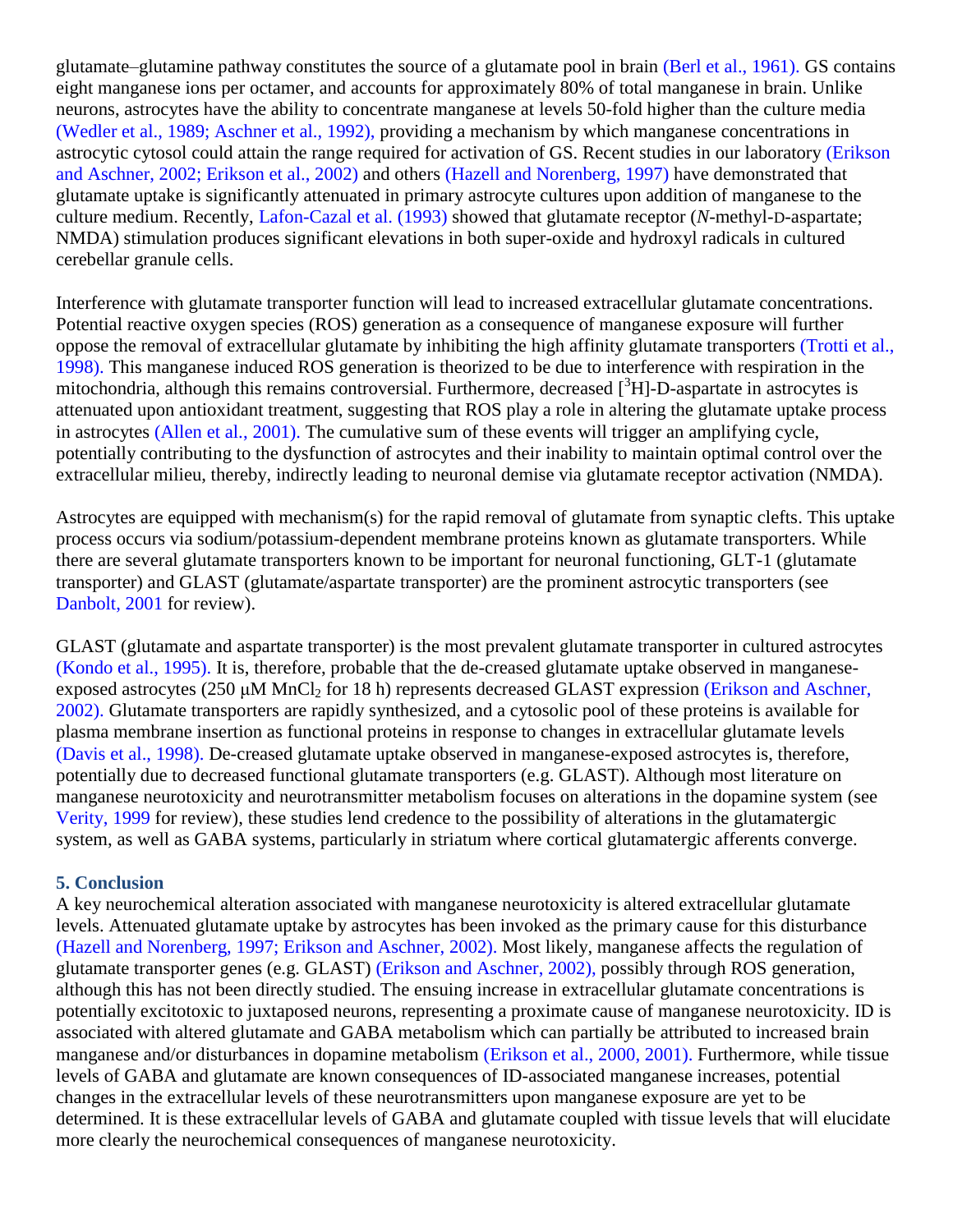glutamate–glutamine pathway constitutes the source of a glutamate pool in brain (Berl et al., 1961). GS contains eight manganese ions per octamer, and accounts for approximately 80% of total manganese in brain. Unlike neurons, astrocytes have the ability to concentrate manganese at levels 50-fold higher than the culture media (Wedler et al., 1989; Aschner et al., 1992), providing a mechanism by which manganese concentrations in astrocytic cytosol could attain the range required for activation of GS. Recent studies in our laboratory (Erikson and Aschner, 2002; Erikson et al., 2002) and others (Hazell and Norenberg, 1997) have demonstrated that glutamate uptake is significantly attenuated in primary astrocyte cultures upon addition of manganese to the culture medium. Recently, Lafon-Cazal et al. (1993) showed that glutamate receptor (*N*-methyl-D-aspartate; NMDA) stimulation produces significant elevations in both super-oxide and hydroxyl radicals in cultured cerebellar granule cells.

Interference with glutamate transporter function will lead to increased extracellular glutamate concentrations. Potential reactive oxygen species (ROS) generation as a consequence of manganese exposure will further oppose the removal of extracellular glutamate by inhibiting the high affinity glutamate transporters (Trotti et al., 1998). This manganese induced ROS generation is theorized to be due to interference with respiration in the mitochondria, although this remains controversial. Furthermore, decreased [$^{3}$H]-D-aspartate in astrocytes is attenuated upon antioxidant treatment, suggesting that ROS play a role in altering the glutamate uptake process in astrocytes (Allen et al., 2001). The cumulative sum of these events will trigger an amplifying cycle, potentially contributing to the dysfunction of astrocytes and their inability to maintain optimal control over the extracellular milieu, thereby, indirectly leading to neuronal demise via glutamate receptor activation (NMDA).

Astrocytes are equipped with mechanism(s) for the rapid removal of glutamate from synaptic clefts. This uptake process occurs via sodium/potassium-dependent membrane proteins known as glutamate transporters. While there are several glutamate transporters known to be important for neuronal functioning, GLT-1 (glutamate transporter) and GLAST (glutamate/aspartate transporter) are the prominent astrocytic transporters (see Danbolt, 2001 for review).

GLAST (glutamate and aspartate transporter) is the most prevalent glutamate transporter in cultured astrocytes (Kondo et al., 1995). It is, therefore, probable that the de-creased glutamate uptake observed in manganese-exposed astrocytes (250 μM $MnCl_2$ for 18 h) represents decreased GLAST expression (Erikson and Aschner, 2002). Glutamate transporters are rapidly synthesized, and a cytosolic pool of these proteins is available for plasma membrane insertion as functional proteins in response to changes in extracellular glutamate levels (Davis et al., 1998). De-creased glutamate uptake observed in manganese-exposed astrocytes is, therefore, potentially due to decreased functional glutamate transporters (e.g. GLAST). Although most literature on manganese neurotoxicity and neurotransmitter metabolism focuses on alterations in the dopamine system (see Verity, 1999 for review), these studies lend credence to the possibility of alterations in the glutamatergic system, as well as GABA systems, particularly in striatum where cortical glutamatergic afferents converge.

## 5. Conclusion

A key neurochemical alteration associated with manganese neurotoxicity is altered extracellular glutamate levels. Attenuated glutamate uptake by astrocytes has been invoked as the primary cause for this disturbance (Hazell and Norenberg, 1997; Erikson and Aschner, 2002). Most likely, manganese affects the regulation of glutamate transporter genes (e.g. GLAST) (Erikson and Aschner, 2002), possibly through ROS generation, although this has not been directly studied. The ensuing increase in extracellular glutamate concentrations is potentially excitotoxic to juxtaposed neurons, representing a proximate cause of manganese neurotoxicity. ID is associated with altered glutamate and GABA metabolism which can partially be attributed to increased brain manganese and/or disturbances in dopamine metabolism (Erikson et al., 2000, 2001). Furthermore, while tissue levels of GABA and glutamate are known consequences of ID-associated manganese increases, potential changes in the extracellular levels of these neurotransmitters upon manganese exposure are yet to be determined. It is these extracellular levels of GABA and glutamate coupled with tissue levels that will elucidate more clearly the neurochemical consequences of manganese neurotoxicity.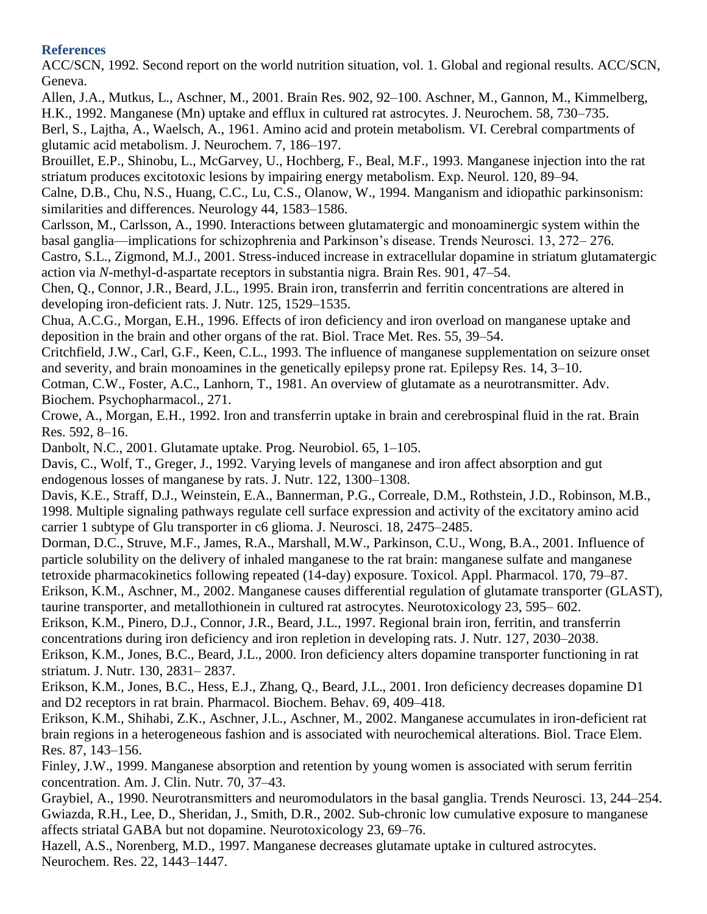### References

ACC/SCN, 1992. Second report on the world nutrition situation, vol. 1. Global and regional results. ACC/SCN, Geneva.

Allen, J.A., Mutkus, L., Aschner, M., 2001. Brain Res. 902, 92–100. Aschner, M., Gannon, M., Kimmelberg, H.K., 1992. Manganese (Mn) uptake and efflux in cultured rat astrocytes. J. Neurochem. 58, 730–735.

Berl, S., Lajtha, A., Waelsch, A., 1961. Amino acid and protein metabolism. VI. Cerebral compartments of glutamic acid metabolism. J. Neurochem. 7, 186–197.

Brouillet, E.P., Shinobu, L., McGarvey, U., Hochberg, F., Beal, M.F., 1993. Manganese injection into the rat striatum produces excitotoxic lesions by impairing energy metabolism. Exp. Neurol. 120, 89–94.

Calne, D.B., Chu, N.S., Huang, C.C., Lu, C.S., Olanow, W., 1994. Manganism and idiopathic parkinsonism: similarities and differences. Neurology 44, 1583–1586.

Carlsson, M., Carlsson, A., 1990. Interactions between glutamatergic and monoaminergic system within the basal ganglia—implications for schizophrenia and Parkinson's disease. Trends Neurosci. 13, 272– 276.

Castro, S.L., Zigmond, M.J., 2001. Stress-induced increase in extracellular dopamine in striatum glutamatergic action via *N*-methyl-d-aspartate receptors in substantia nigra. Brain Res. 901, 47–54.

Chen, Q., Connor, J.R., Beard, J.L., 1995. Brain iron, transferrin and ferritin concentrations are altered in developing iron-deficient rats. J. Nutr. 125, 1529–1535.

Chua, A.C.G., Morgan, E.H., 1996. Effects of iron deficiency and iron overload on manganese uptake and deposition in the brain and other organs of the rat. Biol. Trace Met. Res. 55, 39–54.

Critchfield, J.W., Carl, G.F., Keen, C.L., 1993. The influence of manganese supplementation on seizure onset and severity, and brain monoamines in the genetically epilepsy prone rat. Epilepsy Res. 14, 3–10.

Cotman, C.W., Foster, A.C., Lanhorn, T., 1981. An overview of glutamate as a neurotransmitter. Adv. Biochem. Psychopharmacol., 271.

Crowe, A., Morgan, E.H., 1992. Iron and transferrin uptake in brain and cerebrospinal fluid in the rat. Brain Res. 592, 8–16.

Danbolt, N.C., 2001. Glutamate uptake. Prog. Neurobiol. 65, 1–105.

Davis, C., Wolf, T., Greger, J., 1992. Varying levels of manganese and iron affect absorption and gut endogenous losses of manganese by rats. J. Nutr. 122, 1300–1308.

Davis, K.E., Straff, D.J., Weinstein, E.A., Bannerman, P.G., Correale, D.M., Rothstein, J.D., Robinson, M.B., 1998. Multiple signaling pathways regulate cell surface expression and activity of the excitatory amino acid carrier 1 subtype of Glu transporter in c6 glioma. J. Neurosci. 18, 2475–2485.

Dorman, D.C., Struve, M.F., James, R.A., Marshall, M.W., Parkinson, C.U., Wong, B.A., 2001. Influence of particle solubility on the delivery of inhaled manganese to the rat brain: manganese sulfate and manganese tetroxide pharmacokinetics following repeated (14-day) exposure. Toxicol. Appl. Pharmacol. 170, 79–87.

Erikson, K.M., Aschner, M., 2002. Manganese causes differential regulation of glutamate transporter (GLAST), taurine transporter, and metallothionein in cultured rat astrocytes. Neurotoxicology 23, 595– 602.

Erikson, K.M., Pinero, D.J., Connor, J.R., Beard, J.L., 1997. Regional brain iron, ferritin, and transferrin concentrations during iron deficiency and iron repletion in developing rats. J. Nutr. 127, 2030–2038.

Erikson, K.M., Jones, B.C., Beard, J.L., 2000. Iron deficiency alters dopamine transporter functioning in rat striatum. J. Nutr. 130, 2831– 2837.

Erikson, K.M., Jones, B.C., Hess, E.J., Zhang, Q., Beard, J.L., 2001. Iron deficiency decreases dopamine D1 and D2 receptors in rat brain. Pharmacol. Biochem. Behav. 69, 409–418.

Erikson, K.M., Shihabi, Z.K., Aschner, J.L., Aschner, M., 2002. Manganese accumulates in iron-deficient rat brain regions in a heterogeneous fashion and is associated with neurochemical alterations. Biol. Trace Elem. Res. 87, 143–156.

Finley, J.W., 1999. Manganese absorption and retention by young women is associated with serum ferritin concentration. Am. J. Clin. Nutr. 70, 37–43.

Graybiel, A., 1990. Neurotransmitters and neuromodulators in the basal ganglia. Trends Neurosci. 13, 244–254.

Gwiazda, R.H., Lee, D., Sheridan, J., Smith, D.R., 2002. Sub-chronic low cumulative exposure to manganese affects striatal GABA but not dopamine. Neurotoxicology 23, 69–76.

Hazell, A.S., Norenberg, M.D., 1997. Manganese decreases glutamate uptake in cultured astrocytes. Neurochem. Res. 22, 1443–1447.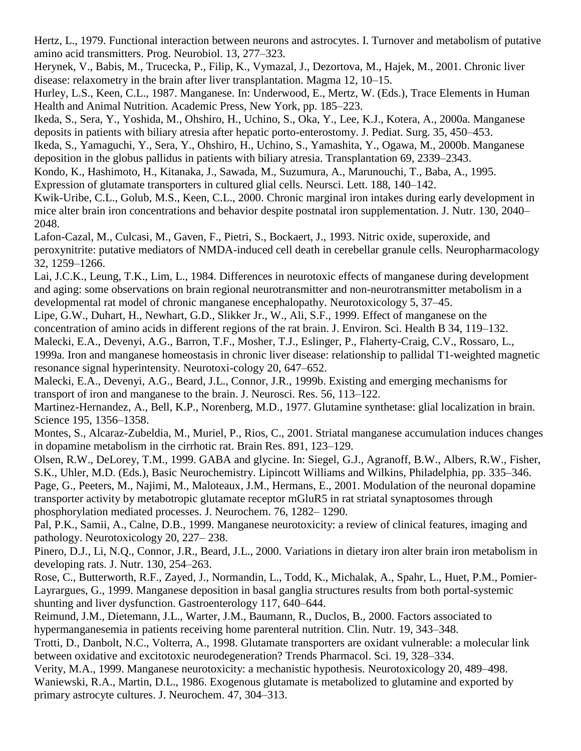Hertz, L., 1979. Functional interaction between neurons and astrocytes. I. Turnover and metabolism of putative amino acid transmitters. Prog. Neurobiol. 13, 277–323.

Herynek, V., Babis, M., Trucecka, P., Filip, K., Vymazal, J., Dezortova, M., Hajek, M., 2001. Chronic liver disease: relaxometry in the brain after liver transplantation. Magma 12, 10–15.

Hurley, L.S., Keen, C.L., 1987. Manganese. In: Underwood, E., Mertz, W. (Eds.), Trace Elements in Human Health and Animal Nutrition. Academic Press, New York, pp. 185–223.

Ikeda, S., Sera, Y., Yoshida, M., Ohshiro, H., Uchino, S., Oka, Y., Lee, K.J., Kotera, A., 2000a. Manganese deposits in patients with biliary atresia after hepatic porto-enterostomy. J. Pediat. Surg. 35, 450–453.

Ikeda, S., Yamaguchi, Y., Sera, Y., Ohshiro, H., Uchino, S., Yamashita, Y., Ogawa, M., 2000b. Manganese deposition in the globus pallidus in patients with biliary atresia. Transplantation 69, 2339–2343.

Kondo, K., Hashimoto, H., Kitanaka, J., Sawada, M., Suzumura, A., Marunouchi, T., Baba, A., 1995. Expression of glutamate transporters in cultured glial cells. Neursci. Lett. 188, 140–142.

Kwik-Uribe, C.L., Golub, M.S., Keen, C.L., 2000. Chronic marginal iron intakes during early development in mice alter brain iron concentrations and behavior despite postnatal iron supplementation. J. Nutr. 130, 2040–2048.

Lafon-Cazal, M., Culcasi, M., Gaven, F., Pietri, S., Bockaert, J., 1993. Nitric oxide, superoxide, and peroxynitrite: putative mediators of NMDA-induced cell death in cerebellar granule cells. Neuropharmacology 32, 1259–1266.

Lai, J.C.K., Leung, T.K., Lim, L., 1984. Differences in neurotoxic effects of manganese during development and aging: some observations on brain regional neurotransmitter and non-neurotransmitter metabolism in a developmental rat model of chronic manganese encephalopathy. Neurotoxicology 5, 37–45.

Lipe, G.W., Duhart, H., Newhart, G.D., Slikker Jr., W., Ali, S.F., 1999. Effect of manganese on the concentration of amino acids in different regions of the rat brain. J. Environ. Sci. Health B 34, 119–132.

Malecki, E.A., Devenyi, A.G., Barron, T.F., Mosher, T.J., Eslinger, P., Flaherty-Craig, C.V., Rossaro, L., 1999a. Iron and manganese homeostasis in chronic liver disease: relationship to pallidal T1-weighted magnetic resonance signal hyperintensity. Neurotoxi-cology 20, 647–652.

Malecki, E.A., Devenyi, A.G., Beard, J.L., Connor, J.R., 1999b. Existing and emerging mechanisms for transport of iron and manganese to the brain. J. Neurosci. Res. 56, 113–122.

Martinez-Hernandez, A., Bell, K.P., Norenberg, M.D., 1977. Glutamine synthetase: glial localization in brain. Science 195, 1356–1358.

Montes, S., Alcaraz-Zubeldia, M., Muriel, P., Rios, C., 2001. Striatal manganese accumulation induces changes in dopamine metabolism in the cirrhotic rat. Brain Res. 891, 123–129.

Olsen, R.W., DeLorey, T.M., 1999. GABA and glycine. In: Siegel, G.J., Agranoff, B.W., Albers, R.W., Fisher, S.K., Uhler, M.D. (Eds.), Basic Neurochemistry. Lipincott Williams and Wilkins, Philadelphia, pp. 335–346.

Page, G., Peeters, M., Najimi, M., Maloteaux, J.M., Hermans, E., 2001. Modulation of the neuronal dopamine transporter activity by metabotropic glutamate receptor mGluR5 in rat striatal synaptosomes through phosphorylation mediated processes. J. Neurochem. 76, 1282– 1290.

Pal, P.K., Samii, A., Calne, D.B., 1999. Manganese neurotoxicity: a review of clinical features, imaging and pathology. Neurotoxicology 20, 227– 238.

Pinero, D.J., Li, N.Q., Connor, J.R., Beard, J.L., 2000. Variations in dietary iron alter brain iron metabolism in developing rats. J. Nutr. 130, 254–263.

Rose, C., Butterworth, R.F., Zayed, J., Normandin, L., Todd, K., Michalak, A., Spahr, L., Huet, P.M., Pomier-Layrargues, G., 1999. Manganese deposition in basal ganglia structures results from both portal-systemic shunting and liver dysfunction. Gastroenterology 117, 640–644.

Reimund, J.M., Dietemann, J.L., Warter, J.M., Baumann, R., Duclos, B., 2000. Factors associated to hypermanganesemia in patients receiving home parenteral nutrition. Clin. Nutr. 19, 343–348.

Trotti, D., Danbolt, N.C., Volterra, A., 1998. Glutamate transporters are oxidant vulnerable: a molecular link between oxidative and excitotoxic neurodegeneration? Trends Pharmacol. Sci. 19, 328–334.

Verity, M.A., 1999. Manganese neurotoxicity: a mechanistic hypothesis. Neurotoxicology 20, 489–498.

Waniewski, R.A., Martin, D.L., 1986. Exogenous glutamate is metabolized to glutamine and exported by primary astrocyte cultures. J. Neurochem. 47, 304–313.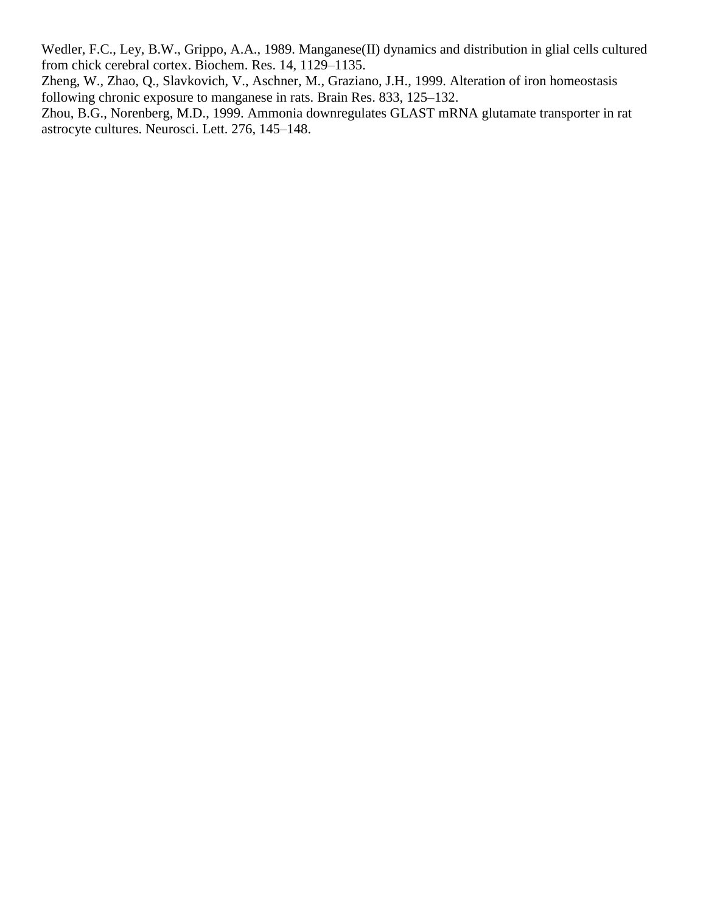Wedler, F.C., Ley, B.W., Grippo, A.A., 1989. Manganese(II) dynamics and distribution in glial cells cultured from chick cerebral cortex. Biochem. Res. 14, 1129–1135.

Zheng, W., Zhao, Q., Slavkovich, V., Aschner, M., Graziano, J.H., 1999. Alteration of iron homeostasis following chronic exposure to manganese in rats. Brain Res. 833, 125–132.

Zhou, B.G., Norenberg, M.D., 1999. Ammonia downregulates GLAST mRNA glutamate transporter in rat astrocyte cultures. Neurosci. Lett. 276, 145–148.